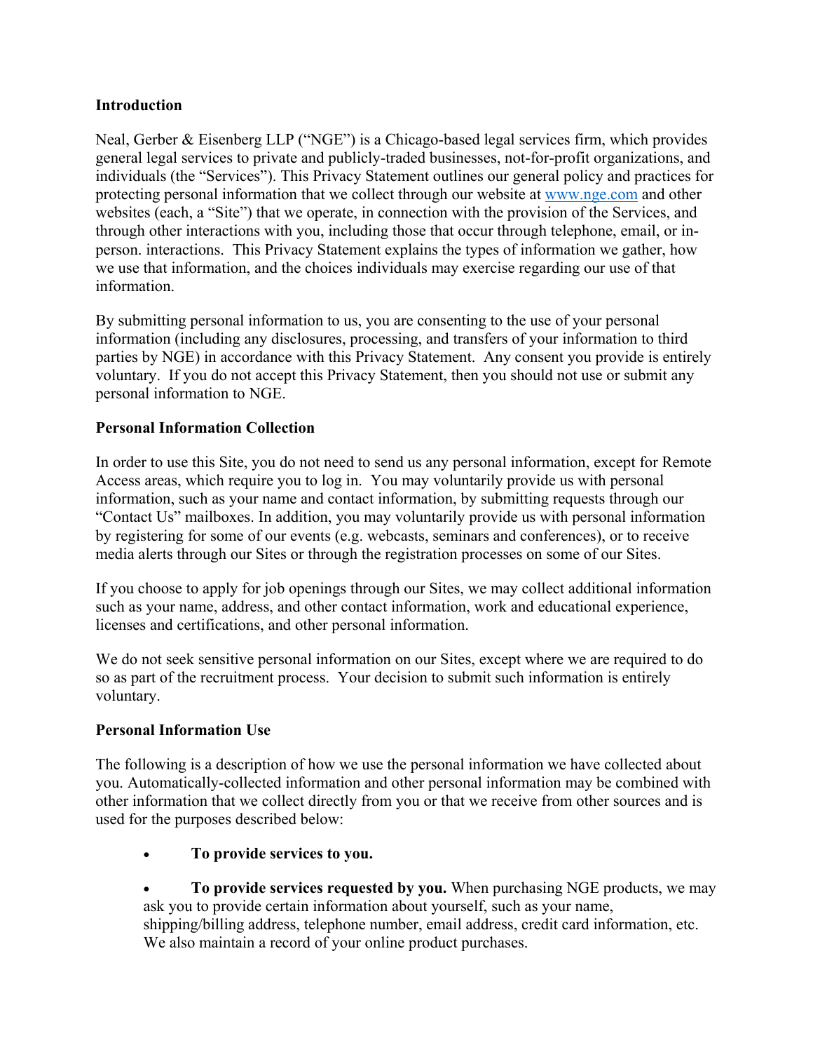**Introduction**

Neal, Gerber & Eisenberg LLP ("NGE") is a Chicago-based legal services firm, which provides general legal services to private and publicly-traded businesses, not-for-profit organizations, and individuals (the "Services"). This Privacy Statement outlines our general policy and practices for protecting personal information that we collect through our website at www.nge.com and other websites (each, a "Site") that we operate, in connection with the provision of the Services, and through other interactions with you, including those that occur through telephone, email, or in-person. interactions. This Privacy Statement explains the types of information we gather, how we use that information, and the choices individuals may exercise regarding our use of that information.

By submitting personal information to us, you are consenting to the use of your personal information (including any disclosures, processing, and transfers of your information to third parties by NGE) in accordance with this Privacy Statement. Any consent you provide is entirely voluntary. If you do not accept this Privacy Statement, then you should not use or submit any personal information to NGE.

**Personal Information Collection**

In order to use this Site, you do not need to send us any personal information, except for Remote Access areas, which require you to log in. You may voluntarily provide us with personal information, such as your name and contact information, by submitting requests through our "Contact Us" mailboxes. In addition, you may voluntarily provide us with personal information by registering for some of our events (e.g. webcasts, seminars and conferences), or to receive media alerts through our Sites or through the registration processes on some of our Sites.

If you choose to apply for job openings through our Sites, we may collect additional information such as your name, address, and other contact information, work and educational experience, licenses and certifications, and other personal information.

We do not seek sensitive personal information on our Sites, except where we are required to do so as part of the recruitment process. Your decision to submit such information is entirely voluntary.

**Personal Information Use**

The following is a description of how we use the personal information we have collected about you. Automatically-collected information and other personal information may be combined with other information that we collect directly from you or that we receive from other sources and is used for the purposes described below:

- **To provide services to you.**
- **To provide services requested by you.** When purchasing NGE products, we may ask you to provide certain information about yourself, such as your name, shipping/billing address, telephone number, email address, credit card information, etc. We also maintain a record of your online product purchases.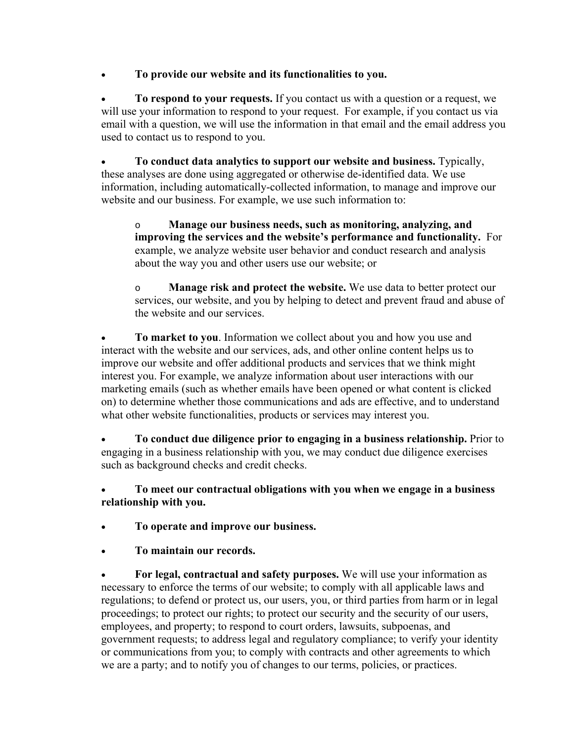- **To provide our website and its functionalities to you.**

- **To respond to your requests.** If you contact us with a question or a request, we will use your information to respond to your request. For example, if you contact us via email with a question, we will use the information in that email and the email address you used to contact us to respond to you.

- **To conduct data analytics to support our website and business.** Typically, these analyses are done using aggregated or otherwise de-identified data. We use information, including automatically-collected information, to manage and improve our website and our business. For example, we use such information to:

    - **Manage our business needs, such as monitoring, analyzing, and improving the services and the website's performance and functionality.** For example, we analyze website user behavior and conduct research and analysis about the way you and other users use our website; or

    - **Manage risk and protect the website.** We use data to better protect our services, our website, and you by helping to detect and prevent fraud and abuse of the website and our services.

- **To market to you**. Information we collect about you and how you use and interact with the website and our services, ads, and other online content helps us to improve our website and offer additional products and services that we think might interest you. For example, we analyze information about user interactions with our marketing emails (such as whether emails have been opened or what content is clicked on) to determine whether those communications and ads are effective, and to understand what other website functionalities, products or services may interest you.

- **To conduct due diligence prior to engaging in a business relationship.** Prior to engaging in a business relationship with you, we may conduct due diligence exercises such as background checks and credit checks.

- **To meet our contractual obligations with you when we engage in a business relationship with you.**

- **To operate and improve our business.**

- **To maintain our records.**

- **For legal, contractual and safety purposes.** We will use your information as necessary to enforce the terms of our website; to comply with all applicable laws and regulations; to defend or protect us, our users, you, or third parties from harm or in legal proceedings; to protect our rights; to protect our security and the security of our users, employees, and property; to respond to court orders, lawsuits, subpoenas, and government requests; to address legal and regulatory compliance; to verify your identity or communications from you; to comply with contracts and other agreements to which we are a party; and to notify you of changes to our terms, policies, or practices.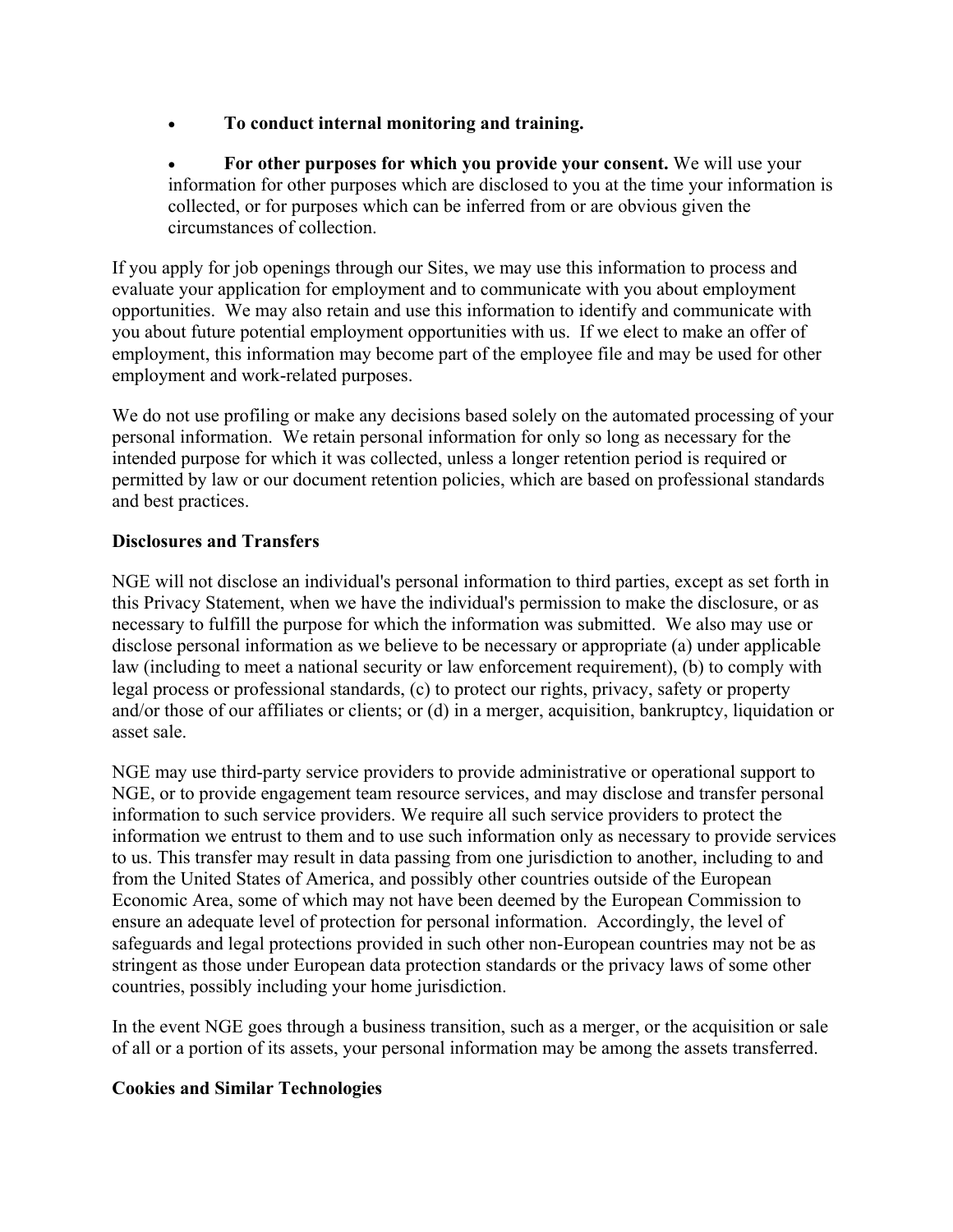- **To conduct internal monitoring and training.**
- **For other purposes for which you provide your consent.** We will use your information for other purposes which are disclosed to you at the time your information is collected, or for purposes which can be inferred from or are obvious given the circumstances of collection.

If you apply for job openings through our Sites, we may use this information to process and evaluate your application for employment and to communicate with you about employment opportunities. We may also retain and use this information to identify and communicate with you about future potential employment opportunities with us. If we elect to make an offer of employment, this information may become part of the employee file and may be used for other employment and work-related purposes.

We do not use profiling or make any decisions based solely on the automated processing of your personal information. We retain personal information for only so long as necessary for the intended purpose for which it was collected, unless a longer retention period is required or permitted by law or our document retention policies, which are based on professional standards and best practices.

**Disclosures and Transfers**

NGE will not disclose an individual's personal information to third parties, except as set forth in this Privacy Statement, when we have the individual's permission to make the disclosure, or as necessary to fulfill the purpose for which the information was submitted. We also may use or disclose personal information as we believe to be necessary or appropriate (a) under applicable law (including to meet a national security or law enforcement requirement), (b) to comply with legal process or professional standards, (c) to protect our rights, privacy, safety or property and/or those of our affiliates or clients; or (d) in a merger, acquisition, bankruptcy, liquidation or asset sale.

NGE may use third-party service providers to provide administrative or operational support to NGE, or to provide engagement team resource services, and may disclose and transfer personal information to such service providers. We require all such service providers to protect the information we entrust to them and to use such information only as necessary to provide services to us. This transfer may result in data passing from one jurisdiction to another, including to and from the United States of America, and possibly other countries outside of the European Economic Area, some of which may not have been deemed by the European Commission to ensure an adequate level of protection for personal information. Accordingly, the level of safeguards and legal protections provided in such other non-European countries may not be as stringent as those under European data protection standards or the privacy laws of some other countries, possibly including your home jurisdiction.

In the event NGE goes through a business transition, such as a merger, or the acquisition or sale of all or a portion of its assets, your personal information may be among the assets transferred.

**Cookies and Similar Technologies**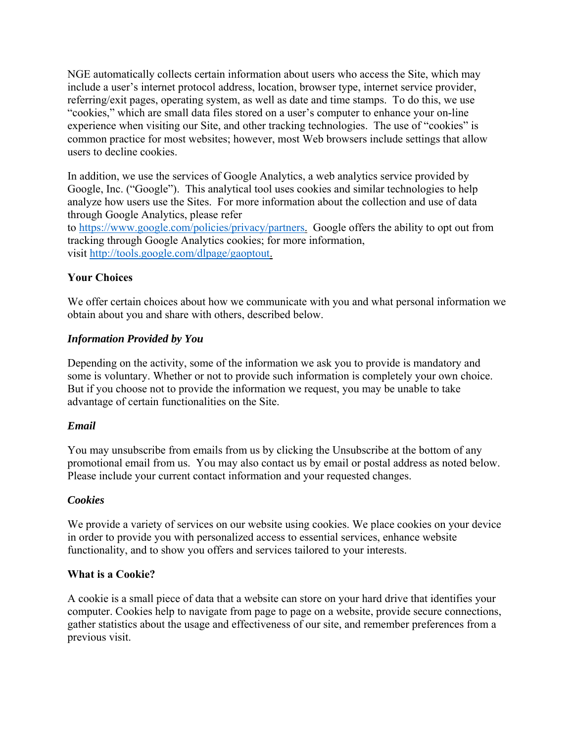NGE automatically collects certain information about users who access the Site, which may include a user's internet protocol address, location, browser type, internet service provider, referring/exit pages, operating system, as well as date and time stamps. To do this, we use "cookies," which are small data files stored on a user's computer to enhance your on-line experience when visiting our Site, and other tracking technologies. The use of "cookies" is common practice for most websites; however, most Web browsers include settings that allow users to decline cookies.

In addition, we use the services of Google Analytics, a web analytics service provided by Google, Inc. ("Google"). This analytical tool uses cookies and similar technologies to help analyze how users use the Sites. For more information about the collection and use of data through Google Analytics, please refer to [https://www.google.com/policies/privacy/partners](https://www.google.com/policies/privacy/partners). Google offers the ability to opt out from tracking through Google Analytics cookies; for more information, visit [http://tools.google.com/dlpage/gaoptout](http://tools.google.com/dlpage/gaoptout).

**Your Choices**

We offer certain choices about how we communicate with you and what personal information we obtain about you and share with others, described below.

***Information Provided by You***

Depending on the activity, some of the information we ask you to provide is mandatory and some is voluntary. Whether or not to provide such information is completely your own choice. But if you choose not to provide the information we request, you may be unable to take advantage of certain functionalities on the Site.

***Email***

You may unsubscribe from emails from us by clicking the Unsubscribe at the bottom of any promotional email from us. You may also contact us by email or postal address as noted below. Please include your current contact information and your requested changes.

***Cookies***

We provide a variety of services on our website using cookies. We place cookies on your device in order to provide you with personalized access to essential services, enhance website functionality, and to show you offers and services tailored to your interests.

**What is a Cookie?**

A cookie is a small piece of data that a website can store on your hard drive that identifies your computer. Cookies help to navigate from page to page on a website, provide secure connections, gather statistics about the usage and effectiveness of our site, and remember preferences from a previous visit.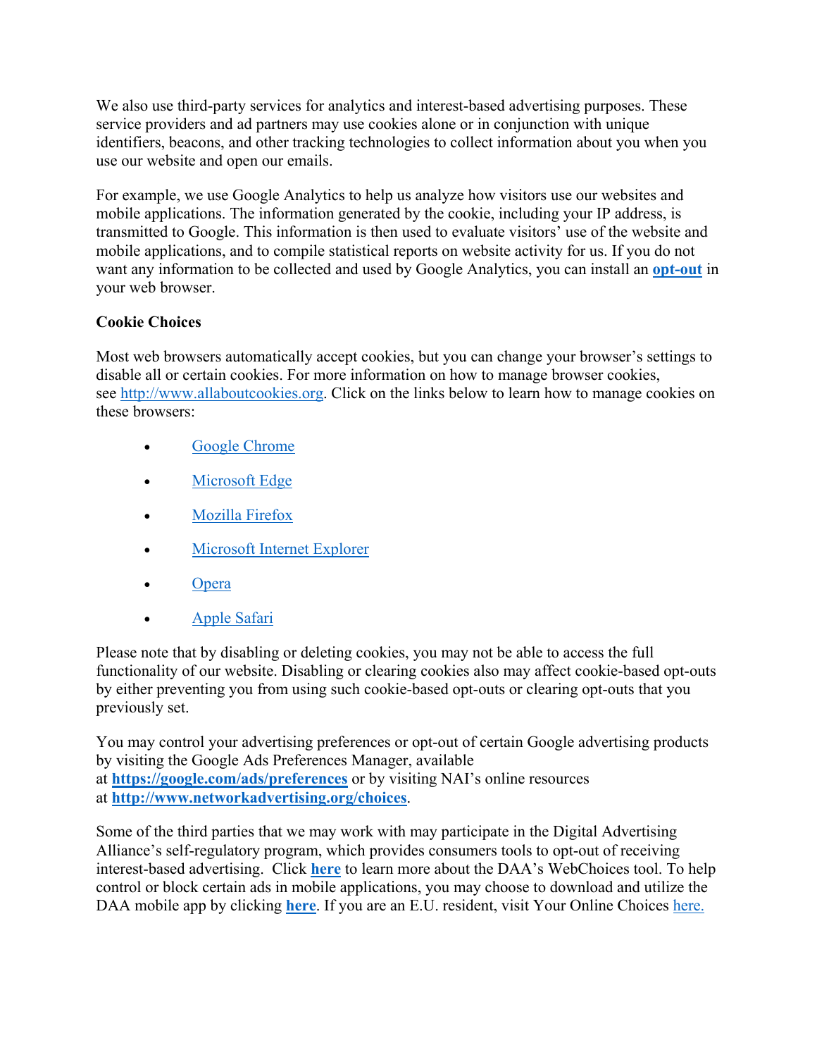We also use third-party services for analytics and interest-based advertising purposes. These service providers and ad partners may use cookies alone or in conjunction with unique identifiers, beacons, and other tracking technologies to collect information about you when you use our website and open our emails.

For example, we use Google Analytics to help us analyze how visitors use our websites and mobile applications. The information generated by the cookie, including your IP address, is transmitted to Google. This information is then used to evaluate visitors' use of the website and mobile applications, and to compile statistical reports on website activity for us. If you do not want any information to be collected and used by Google Analytics, you can install an **opt-out** in your web browser.

**Cookie Choices**

Most web browsers automatically accept cookies, but you can change your browser's settings to disable all or certain cookies. For more information on how to manage browser cookies, see http://www.allaboutcookies.org. Click on the links below to learn how to manage cookies on these browsers:

- Google Chrome
- Microsoft Edge
- Mozilla Firefox
- Microsoft Internet Explorer
- Opera
- Apple Safari

Please note that by disabling or deleting cookies, you may not be able to access the full functionality of our website. Disabling or clearing cookies also may affect cookie-based opt-outs by either preventing you from using such cookie-based opt-outs or clearing opt-outs that you previously set.

You may control your advertising preferences or opt-out of certain Google advertising products by visiting the Google Ads Preferences Manager, available at **https://google.com/ads/preferences** or by visiting NAI's online resources at **http://www.networkadvertising.org/choices**.

Some of the third parties that we may work with may participate in the Digital Advertising Alliance's self-regulatory program, which provides consumers tools to opt-out of receiving interest-based advertising. Click **here** to learn more about the DAA's WebChoices tool. To help control or block certain ads in mobile applications, you may choose to download and utilize the DAA mobile app by clicking **here**. If you are an E.U. resident, visit Your Online Choices here.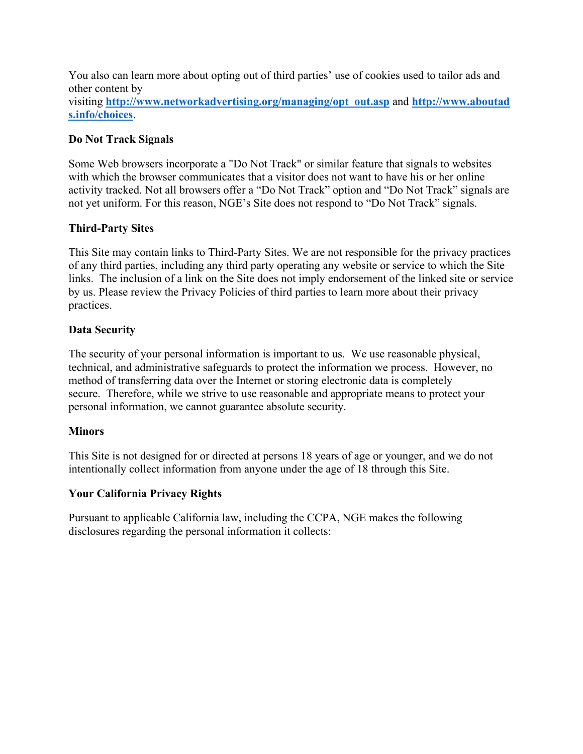You also can learn more about opting out of third parties' use of cookies used to tailor ads and other content by visiting **http://www.networkadvertising.org/managing/opt_out.asp** and **http://www.aboutads.info/choices**.

**Do Not Track Signals**

Some Web browsers incorporate a "Do Not Track" or similar feature that signals to websites with which the browser communicates that a visitor does not want to have his or her online activity tracked. Not all browsers offer a "Do Not Track" option and "Do Not Track" signals are not yet uniform. For this reason, NGE's Site does not respond to "Do Not Track" signals.

**Third-Party Sites**

This Site may contain links to Third-Party Sites. We are not responsible for the privacy practices of any third parties, including any third party operating any website or service to which the Site links. The inclusion of a link on the Site does not imply endorsement of the linked site or service by us. Please review the Privacy Policies of third parties to learn more about their privacy practices.

**Data Security**

The security of your personal information is important to us. We use reasonable physical, technical, and administrative safeguards to protect the information we process. However, no method of transferring data over the Internet or storing electronic data is completely secure. Therefore, while we strive to use reasonable and appropriate means to protect your personal information, we cannot guarantee absolute security.

**Minors**

This Site is not designed for or directed at persons 18 years of age or younger, and we do not intentionally collect information from anyone under the age of 18 through this Site.

**Your California Privacy Rights**

Pursuant to applicable California law, including the CCPA, NGE makes the following disclosures regarding the personal information it collects: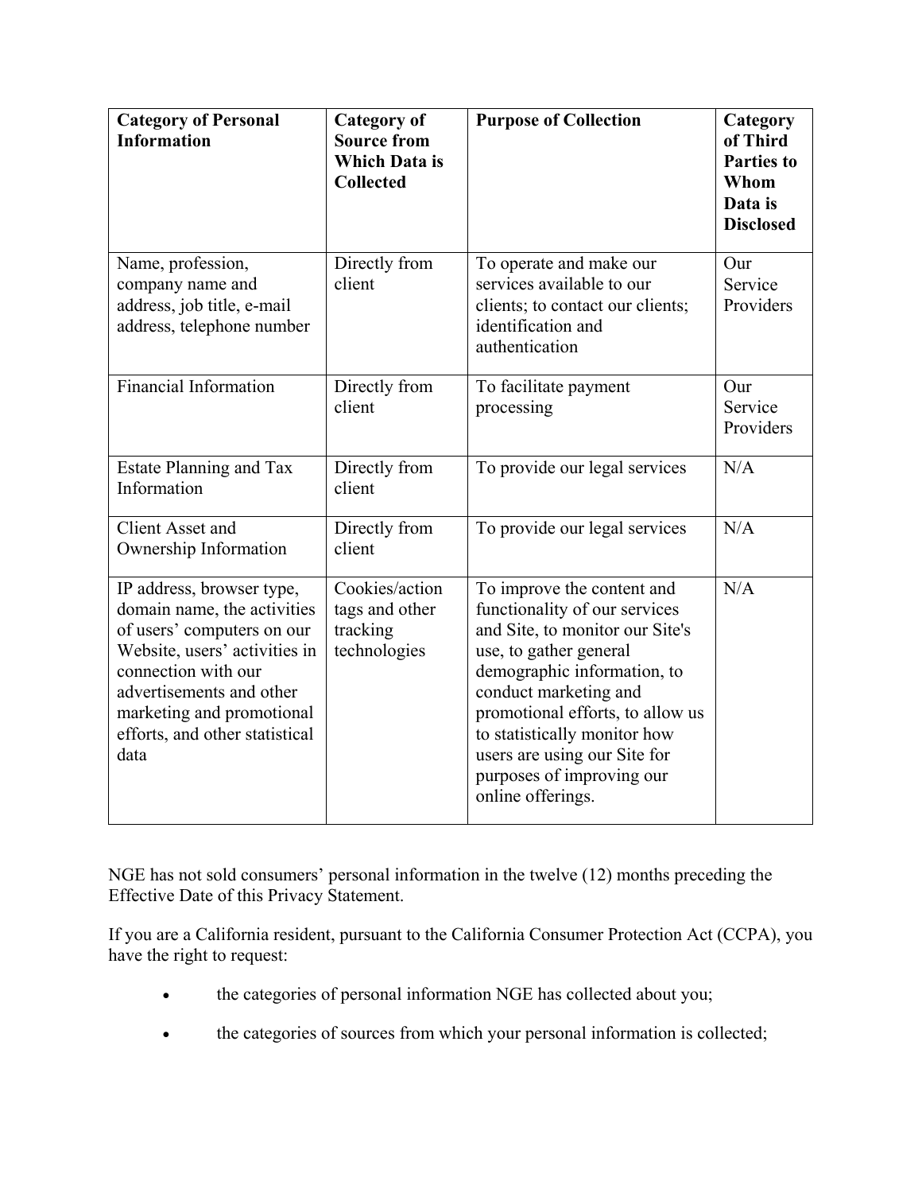| Category of Personal Information | Category of Source from Which Data is Collected | Purpose of Collection | Category of Third Parties to Whom Data is Disclosed |
| --- | --- | --- | --- |
| Name, profession, company name and address, job title, e-mail address, telephone number | Directly from client | To operate and make our services available to our clients; to contact our clients; identification and authentication | Our Service Providers |
| Financial Information | Directly from client | To facilitate payment processing | Our Service Providers |
| Estate Planning and Tax Information | Directly from client | To provide our legal services | N/A |
| Client Asset and Ownership Information | Directly from client | To provide our legal services | N/A |
| IP address, browser type, domain name, the activities of users' computers on our Website, users' activities in connection with our advertisements and other marketing and promotional efforts, and other statistical data | Cookies/action tags and other tracking technologies | To improve the content and functionality of our services and Site, to monitor our Site's use, to gather general demographic information, to conduct marketing and promotional efforts, to allow us to statistically monitor how users are using our Site for purposes of improving our online offerings. | N/A |

NGE has not sold consumers' personal information in the twelve (12) months preceding the Effective Date of this Privacy Statement.

If you are a California resident, pursuant to the California Consumer Protection Act (CCPA), you have the right to request:

- the categories of personal information NGE has collected about you;
- the categories of sources from which your personal information is collected;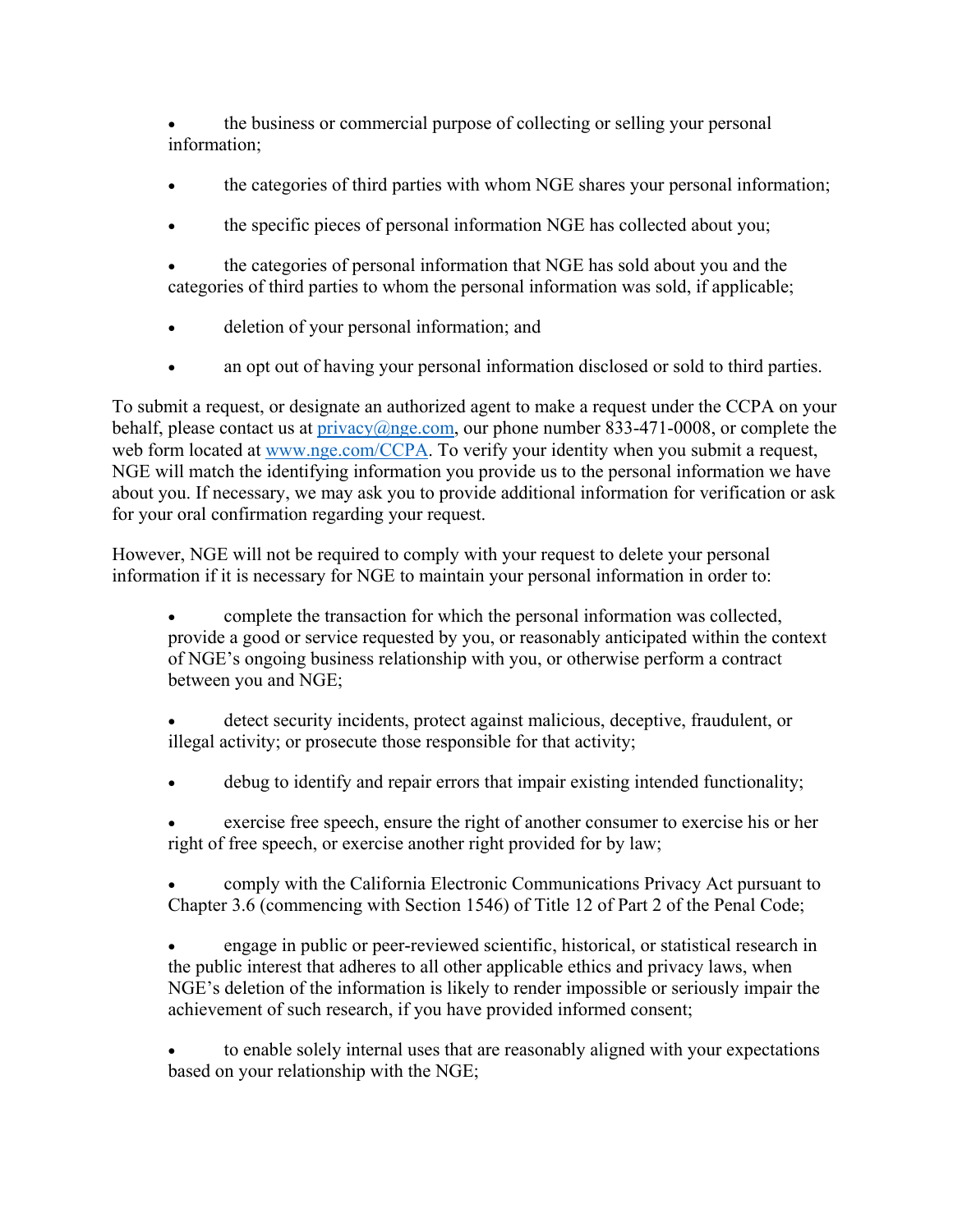- the business or commercial purpose of collecting or selling your personal information;
- the categories of third parties with whom NGE shares your personal information;
- the specific pieces of personal information NGE has collected about you;
- the categories of personal information that NGE has sold about you and the categories of third parties to whom the personal information was sold, if applicable;
- deletion of your personal information; and
- an opt out of having your personal information disclosed or sold to third parties.

To submit a request, or designate an authorized agent to make a request under the CCPA on your behalf, please contact us at privacy@nge.com, our phone number 833-471-0008, or complete the web form located at www.nge.com/CCPA. To verify your identity when you submit a request, NGE will match the identifying information you provide us to the personal information we have about you. If necessary, we may ask you to provide additional information for verification or ask for your oral confirmation regarding your request.

However, NGE will not be required to comply with your request to delete your personal information if it is necessary for NGE to maintain your personal information in order to:

- complete the transaction for which the personal information was collected, provide a good or service requested by you, or reasonably anticipated within the context of NGE's ongoing business relationship with you, or otherwise perform a contract between you and NGE;
- detect security incidents, protect against malicious, deceptive, fraudulent, or illegal activity; or prosecute those responsible for that activity;
- debug to identify and repair errors that impair existing intended functionality;
- exercise free speech, ensure the right of another consumer to exercise his or her right of free speech, or exercise another right provided for by law;
- comply with the California Electronic Communications Privacy Act pursuant to Chapter 3.6 (commencing with Section 1546) of Title 12 of Part 2 of the Penal Code;
- engage in public or peer-reviewed scientific, historical, or statistical research in the public interest that adheres to all other applicable ethics and privacy laws, when NGE's deletion of the information is likely to render impossible or seriously impair the achievement of such research, if you have provided informed consent;
- to enable solely internal uses that are reasonably aligned with your expectations based on your relationship with the NGE;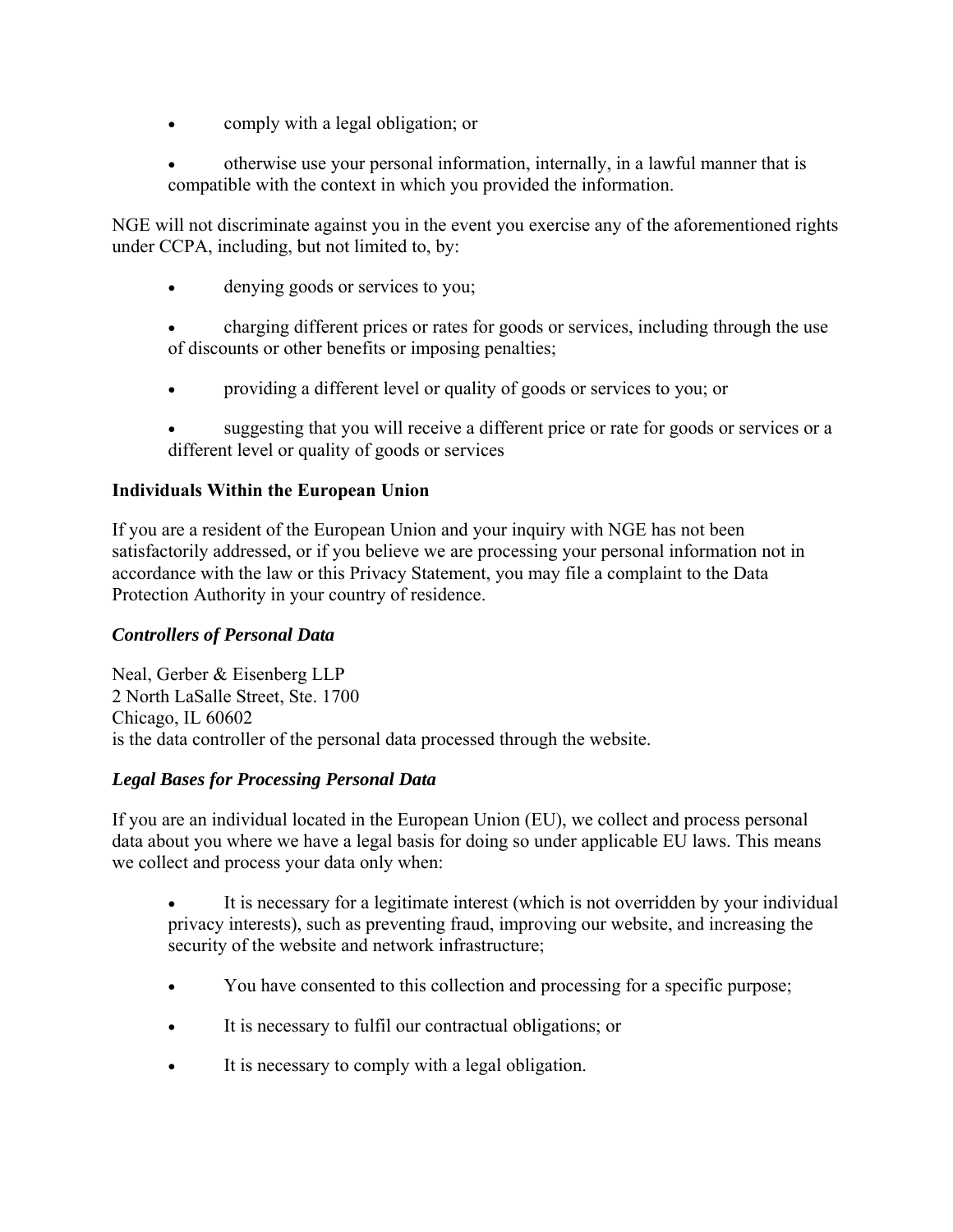- comply with a legal obligation; or
- otherwise use your personal information, internally, in a lawful manner that is compatible with the context in which you provided the information.

NGE will not discriminate against you in the event you exercise any of the aforementioned rights under CCPA, including, but not limited to, by:

- denying goods or services to you;
- charging different prices or rates for goods or services, including through the use of discounts or other benefits or imposing penalties;
- providing a different level or quality of goods or services to you; or
- suggesting that you will receive a different price or rate for goods or services or a different level or quality of goods or services

**Individuals Within the European Union**

If you are a resident of the European Union and your inquiry with NGE has not been satisfactorily addressed, or if you believe we are processing your personal information not in accordance with the law or this Privacy Statement, you may file a complaint to the Data Protection Authority in your country of residence.

***Controllers of Personal Data***

Neal, Gerber & Eisenberg LLP
2 North LaSalle Street, Ste. 1700
Chicago, IL 60602
is the data controller of the personal data processed through the website.

***Legal Bases for Processing Personal Data***

If you are an individual located in the European Union (EU), we collect and process personal data about you where we have a legal basis for doing so under applicable EU laws. This means we collect and process your data only when:

- It is necessary for a legitimate interest (which is not overridden by your individual privacy interests), such as preventing fraud, improving our website, and increasing the security of the website and network infrastructure;
- You have consented to this collection and processing for a specific purpose;
- It is necessary to fulfil our contractual obligations; or
- It is necessary to comply with a legal obligation.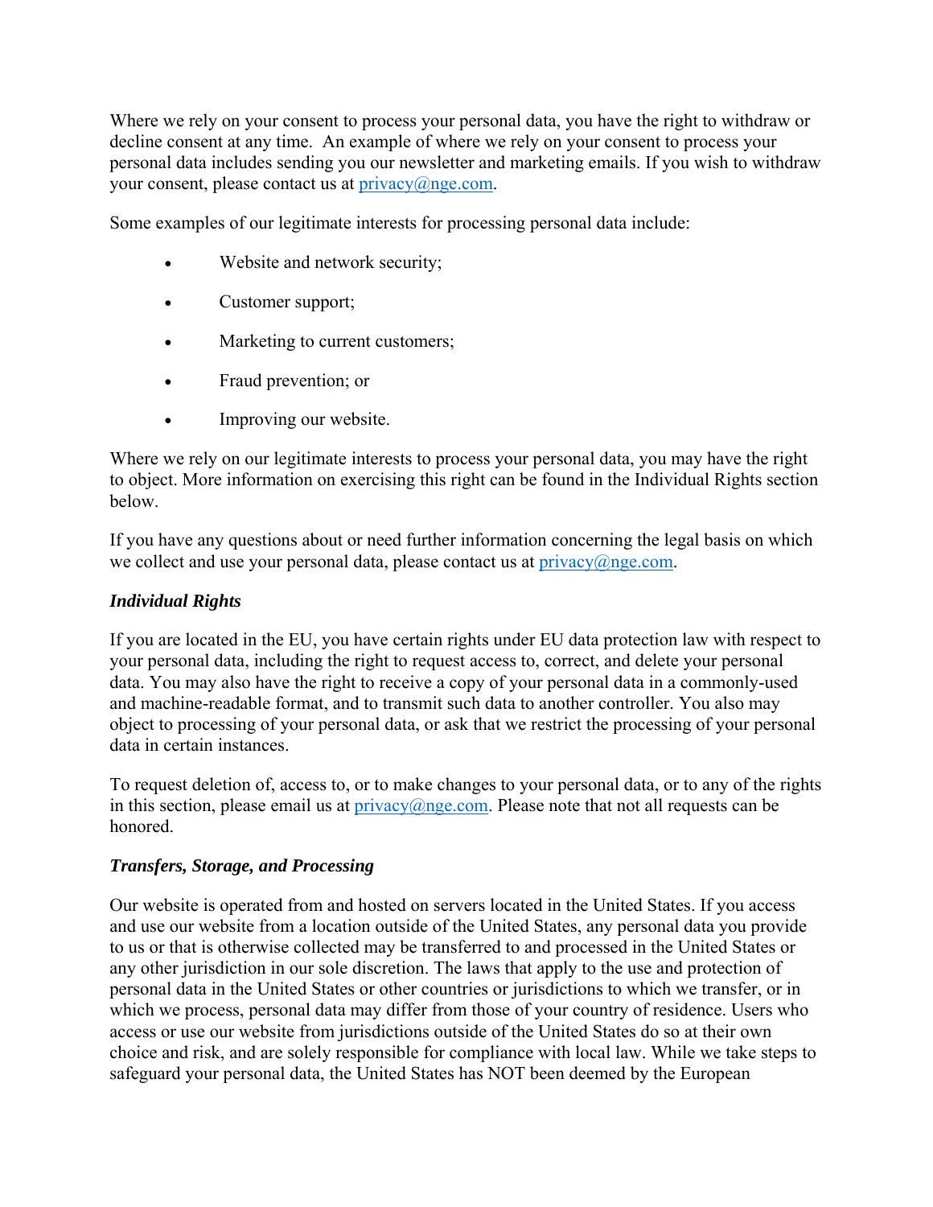Where we rely on your consent to process your personal data, you have the right to withdraw or decline consent at any time. An example of where we rely on your consent to process your personal data includes sending you our newsletter and marketing emails. If you wish to withdraw your consent, please contact us at privacy@nge.com.

Some examples of our legitimate interests for processing personal data include:

- Website and network security;
- Customer support;
- Marketing to current customers;
- Fraud prevention; or
- Improving our website.

Where we rely on our legitimate interests to process your personal data, you may have the right to object. More information on exercising this right can be found in the Individual Rights section below.

If you have any questions about or need further information concerning the legal basis on which we collect and use your personal data, please contact us at privacy@nge.com.

***Individual Rights***

If you are located in the EU, you have certain rights under EU data protection law with respect to your personal data, including the right to request access to, correct, and delete your personal data. You may also have the right to receive a copy of your personal data in a commonly-used and machine-readable format, and to transmit such data to another controller. You also may object to processing of your personal data, or ask that we restrict the processing of your personal data in certain instances.

To request deletion of, access to, or to make changes to your personal data, or to any of the rights in this section, please email us at privacy@nge.com. Please note that not all requests can be honored.

***Transfers, Storage, and Processing***

Our website is operated from and hosted on servers located in the United States. If you access and use our website from a location outside of the United States, any personal data you provide to us or that is otherwise collected may be transferred to and processed in the United States or any other jurisdiction in our sole discretion. The laws that apply to the use and protection of personal data in the United States or other countries or jurisdictions to which we transfer, or in which we process, personal data may differ from those of your country of residence. Users who access or use our website from jurisdictions outside of the United States do so at their own choice and risk, and are solely responsible for compliance with local law. While we take steps to safeguard your personal data, the United States has NOT been deemed by the European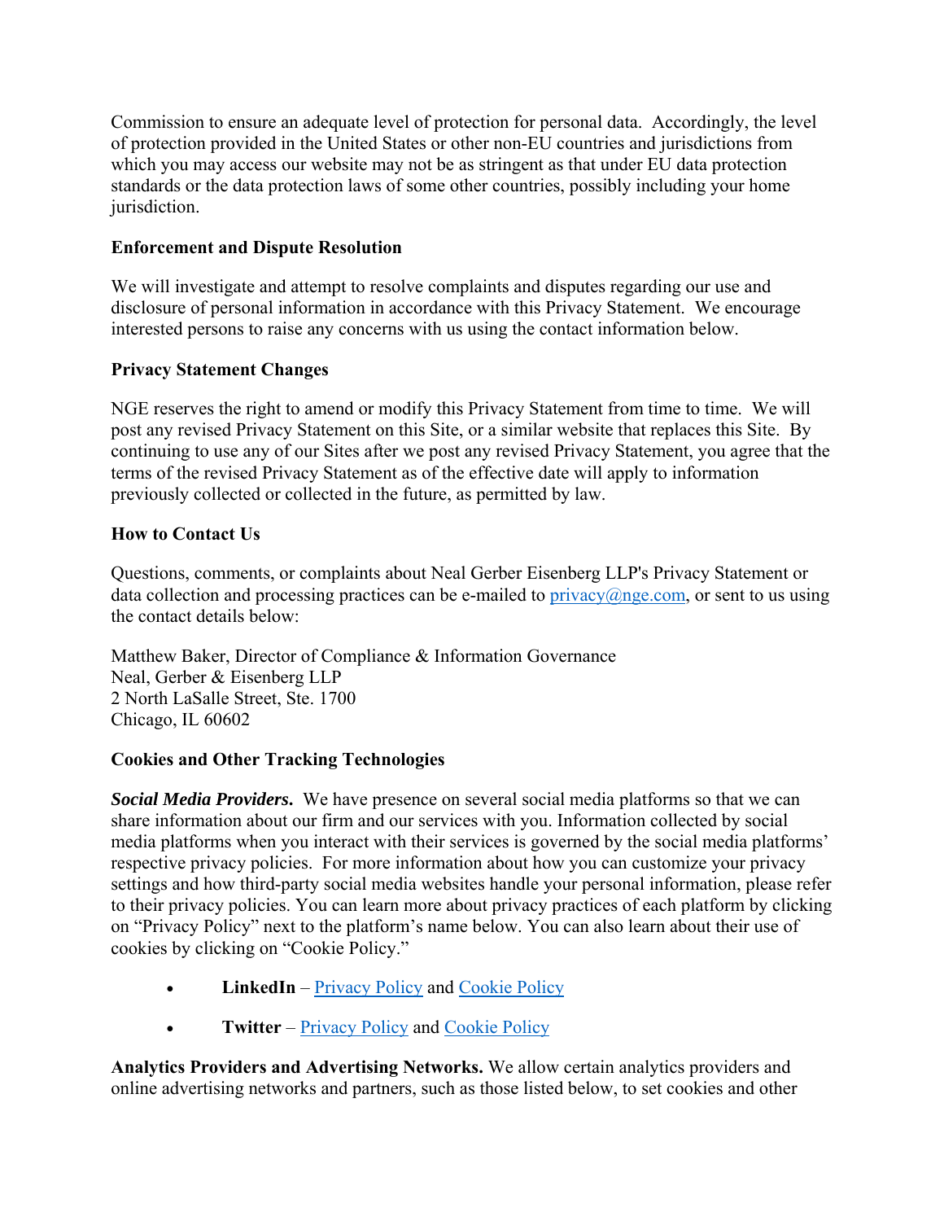Commission to ensure an adequate level of protection for personal data. Accordingly, the level of protection provided in the United States or other non-EU countries and jurisdictions from which you may access our website may not be as stringent as that under EU data protection standards or the data protection laws of some other countries, possibly including your home jurisdiction.

**Enforcement and Dispute Resolution**

We will investigate and attempt to resolve complaints and disputes regarding our use and disclosure of personal information in accordance with this Privacy Statement. We encourage interested persons to raise any concerns with us using the contact information below.

**Privacy Statement Changes**

NGE reserves the right to amend or modify this Privacy Statement from time to time. We will post any revised Privacy Statement on this Site, or a similar website that replaces this Site. By continuing to use any of our Sites after we post any revised Privacy Statement, you agree that the terms of the revised Privacy Statement as of the effective date will apply to information previously collected or collected in the future, as permitted by law.

**How to Contact Us**

Questions, comments, or complaints about Neal Gerber Eisenberg LLP's Privacy Statement or data collection and processing practices can be e-mailed to privacy@nge.com, or sent to us using the contact details below:

Matthew Baker, Director of Compliance & Information Governance
Neal, Gerber & Eisenberg LLP
2 North LaSalle Street, Ste. 1700
Chicago, IL 60602

**Cookies and Other Tracking Technologies**

***Social Media Providers.*** We have presence on several social media platforms so that we can share information about our firm and our services with you. Information collected by social media platforms when you interact with their services is governed by the social media platforms' respective privacy policies. For more information about how you can customize your privacy settings and how third-party social media websites handle your personal information, please refer to their privacy policies. You can learn more about privacy practices of each platform by clicking on "Privacy Policy" next to the platform's name below. You can also learn about their use of cookies by clicking on "Cookie Policy."

- **LinkedIn** – Privacy Policy and Cookie Policy
- **Twitter** – Privacy Policy and Cookie Policy

**Analytics Providers and Advertising Networks.** We allow certain analytics providers and online advertising networks and partners, such as those listed below, to set cookies and other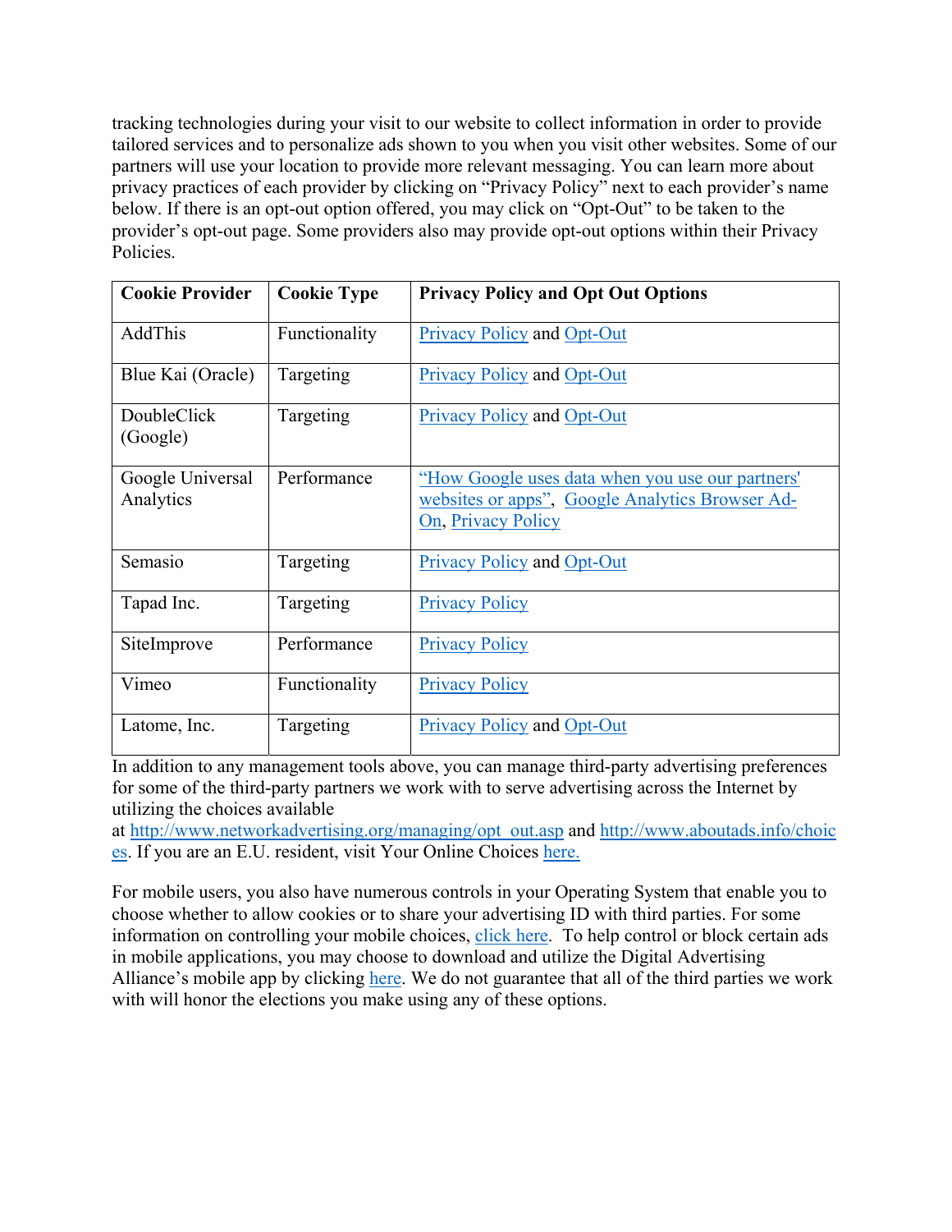tracking technologies during your visit to our website to collect information in order to provide tailored services and to personalize ads shown to you when you visit other websites. Some of our partners will use your location to provide more relevant messaging. You can learn more about privacy practices of each provider by clicking on "Privacy Policy" next to each provider's name below. If there is an opt-out option offered, you may click on "Opt-Out" to be taken to the provider's opt-out page. Some providers also may provide opt-out options within their Privacy Policies.

| Cookie Provider | Cookie Type | Privacy Policy and Opt Out Options |
|---|---|---|
| AddThis | Functionality | Privacy Policy and Opt-Out |
| Blue Kai (Oracle) | Targeting | Privacy Policy and Opt-Out |
| DoubleClick (Google) | Targeting | Privacy Policy and Opt-Out |
| Google Universal Analytics | Performance | "How Google uses data when you use our partners' websites or apps", Google Analytics Browser Ad-On, Privacy Policy |
| Semasio | Targeting | Privacy Policy and Opt-Out |
| Tapad Inc. | Targeting | Privacy Policy |
| SiteImprove | Performance | Privacy Policy |
| Vimeo | Functionality | Privacy Policy |
| Latome, Inc. | Targeting | Privacy Policy and Opt-Out |

In addition to any management tools above, you can manage third-party advertising preferences for some of the third-party partners we work with to serve advertising across the Internet by utilizing the choices available at http://www.networkadvertising.org/managing/opt_out.asp and http://www.aboutads.info/choices. If you are an E.U. resident, visit Your Online Choices here.

For mobile users, you also have numerous controls in your Operating System that enable you to choose whether to allow cookies or to share your advertising ID with third parties. For some information on controlling your mobile choices, click here. To help control or block certain ads in mobile applications, you may choose to download and utilize the Digital Advertising Alliance's mobile app by clicking here. We do not guarantee that all of the third parties we work with will honor the elections you make using any of these options.